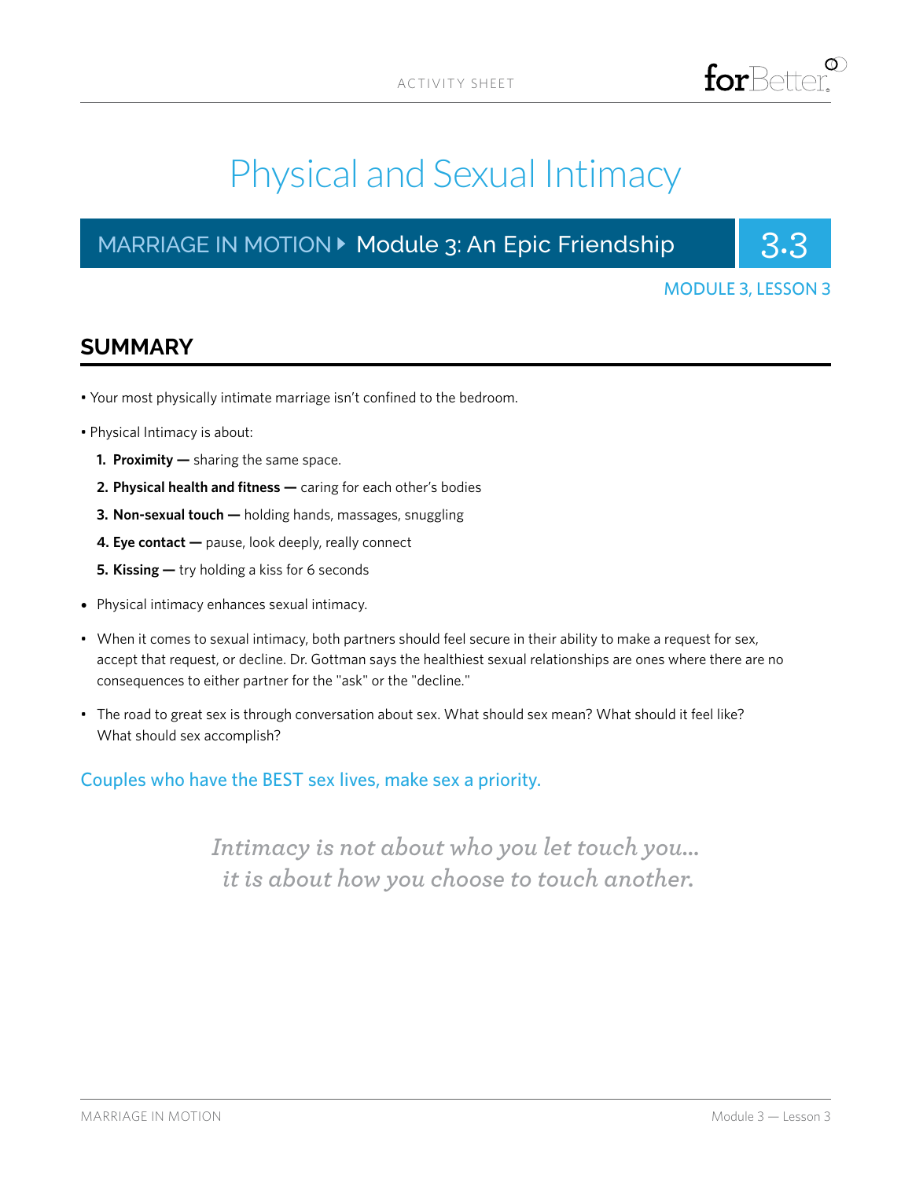ACTIVITY SHEET

# Physical and Sexual Intimacy

**MARRIAGE IN MOTION ▸ Module 3: An Epic Friendship** 3.3

MODULE 3, LESSON 3

## SUMMARY

- Your most physically intimate marriage isn't confined to the bedroom.
- Physical Intimacy is about:
  1. **Proximity —** sharing the same space.
  2. **Physical health and fitness —** caring for each other's bodies
  3. **Non-sexual touch —** holding hands, massages, snuggling
  4. **Eye contact —** pause, look deeply, really connect
  5. **Kissing —** try holding a kiss for 6 seconds
- Physical intimacy enhances sexual intimacy.
- When it comes to sexual intimacy, both partners should feel secure in their ability to make a request for sex, accept that request, or decline. Dr. Gottman says the healthiest sexual relationships are ones where there are no consequences to either partner for the "ask" or the "decline."
- The road to great sex is through conversation about sex. What should sex mean? What should it feel like? What should sex accomplish?

Couples who have the BEST sex lives, make sex a priority.

*Intimacy is not about who you let touch you…
it is about how you choose to touch another.*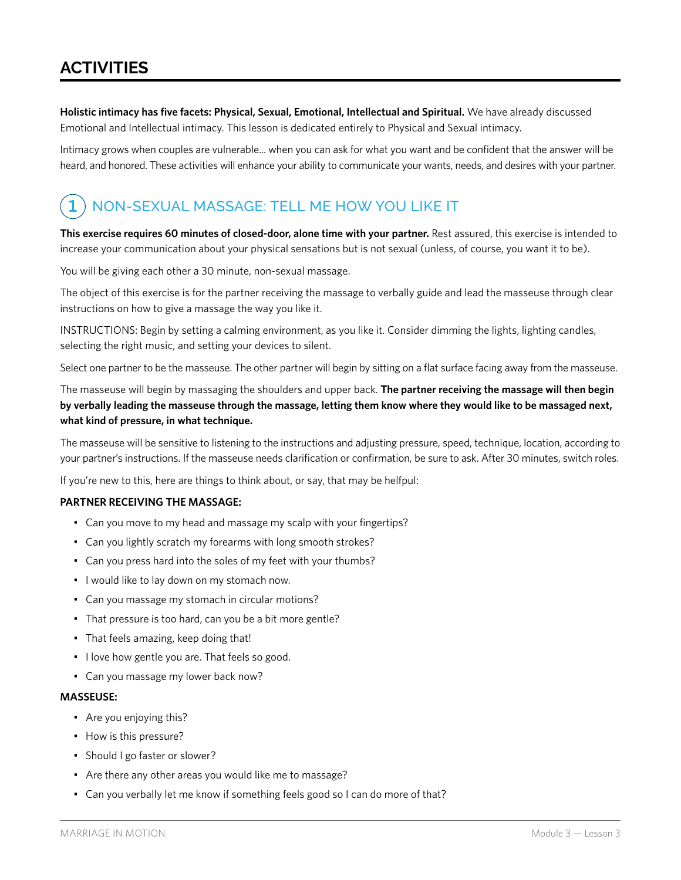# ACTIVITIES

**Holistic intimacy has five facets: Physical, Sexual, Emotional, Intellectual and Spiritual.** We have already discussed Emotional and Intellectual intimacy. This lesson is dedicated entirely to Physical and Sexual intimacy.

Intimacy grows when couples are vulnerable... when you can ask for what you want and be confident that the answer will be heard, and honored. These activities will enhance your ability to communicate your wants, needs, and desires with your partner.

## 1 NON-SEXUAL MASSAGE: TELL ME HOW YOU LIKE IT

**This exercise requires 60 minutes of closed-door, alone time with your partner.** Rest assured, this exercise is intended to increase your communication about your physical sensations but is not sexual (unless, of course, you want it to be).

You will be giving each other a 30 minute, non-sexual massage.

The object of this exercise is for the partner receiving the massage to verbally guide and lead the masseuse through clear instructions on how to give a massage the way you like it.

INSTRUCTIONS: Begin by setting a calming environment, as you like it. Consider dimming the lights, lighting candles, selecting the right music, and setting your devices to silent.

Select one partner to be the masseuse. The other partner will begin by sitting on a flat surface facing away from the masseuse.

The masseuse will begin by massaging the shoulders and upper back. **The partner receiving the massage will then begin by verbally leading the masseuse through the massage, letting them know where they would like to be massaged next, what kind of pressure, in what technique.**

The masseuse will be sensitive to listening to the instructions and adjusting pressure, speed, technique, location, according to your partner's instructions. If the masseuse needs clarification or confirmation, be sure to ask. After 30 minutes, switch roles.

If you're new to this, here are things to think about, or say, that may be helpful:

**PARTNER RECEIVING THE MASSAGE:**

- Can you move to my head and massage my scalp with your fingertips?
- Can you lightly scratch my forearms with long smooth strokes?
- Can you press hard into the soles of my feet with your thumbs?
- I would like to lay down on my stomach now.
- Can you massage my stomach in circular motions?
- That pressure is too hard, can you be a bit more gentle?
- That feels amazing, keep doing that!
- I love how gentle you are. That feels so good.
- Can you massage my lower back now?

**MASSEUSE:**

- Are you enjoying this?
- How is this pressure?
- Should I go faster or slower?
- Are there any other areas you would like me to massage?
- Can you verbally let me know if something feels good so I can do more of that?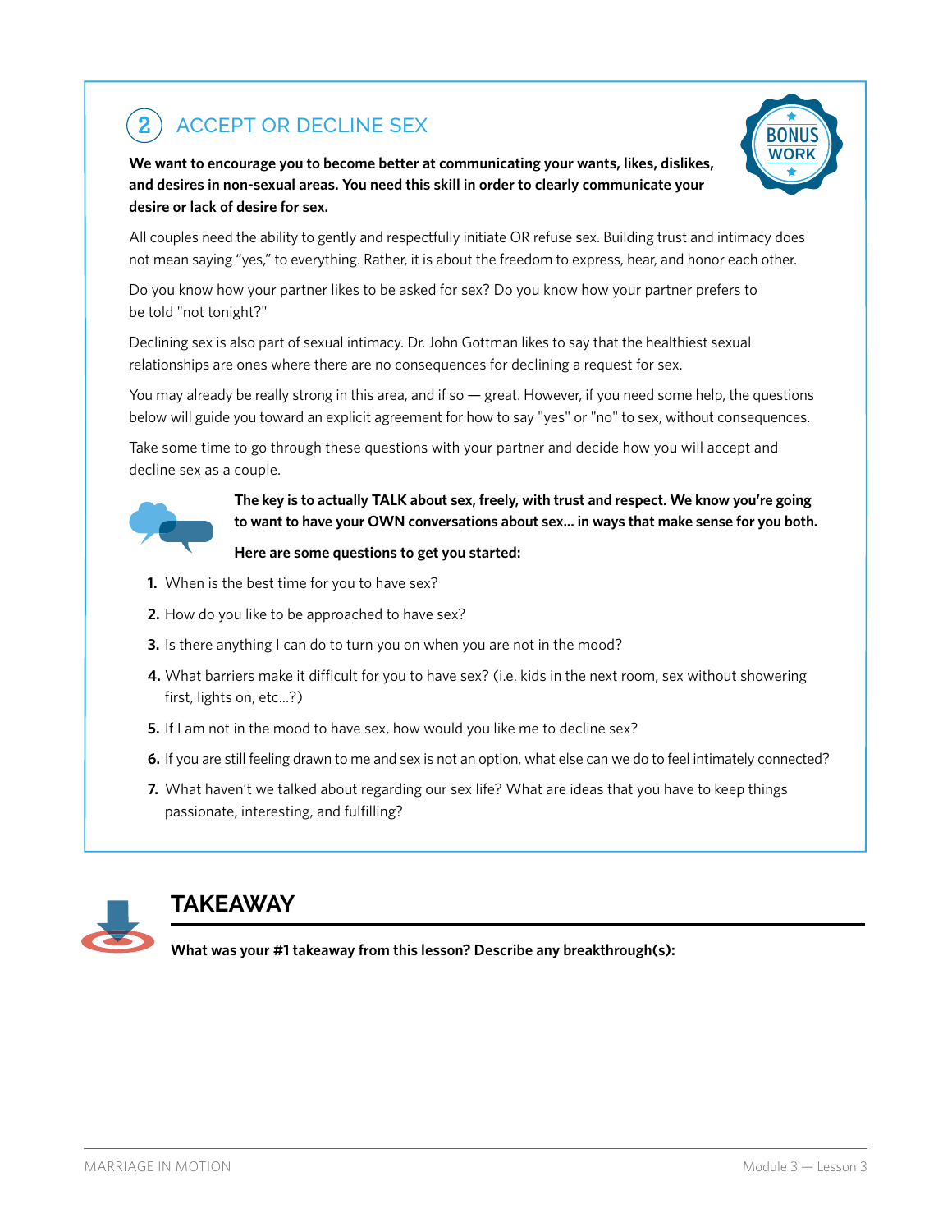## 2 ACCEPT OR DECLINE SEX

BONUS WORK

**We want to encourage you to become better at communicating your wants, likes, dislikes, and desires in non-sexual areas. You need this skill in order to clearly communicate your desire or lack of desire for sex.**

All couples need the ability to gently and respectfully initiate OR refuse sex. Building trust and intimacy does not mean saying "yes," to everything. Rather, it is about the freedom to express, hear, and honor each other.

Do you know how your partner likes to be asked for sex? Do you know how your partner prefers to be told "not tonight?"

Declining sex is also part of sexual intimacy. Dr. John Gottman likes to say that the healthiest sexual relationships are ones where there are no consequences for declining a request for sex.

You may already be really strong in this area, and if so — great. However, if you need some help, the questions below will guide you toward an explicit agreement for how to say "yes" or "no" to sex, without consequences.

Take some time to go through these questions with your partner and decide how you will accept and decline sex as a couple.

**The key is to actually TALK about sex, freely, with trust and respect. We know you're going to want to have your OWN conversations about sex... in ways that make sense for you both.**

**Here are some questions to get you started:**

1. When is the best time for you to have sex?
2. How do you like to be approached to have sex?
3. Is there anything I can do to turn you on when you are not in the mood?
4. What barriers make it difficult for you to have sex? (i.e. kids in the next room, sex without showering first, lights on, etc...?)
5. If I am not in the mood to have sex, how would you like me to decline sex?
6. If you are still feeling drawn to me and sex is not an option, what else can we do to feel intimately connected?
7. What haven't we talked about regarding our sex life? What are ideas that you have to keep things passionate, interesting, and fulfilling?

## TAKEAWAY

**What was your #1 takeaway from this lesson? Describe any breakthrough(s):**